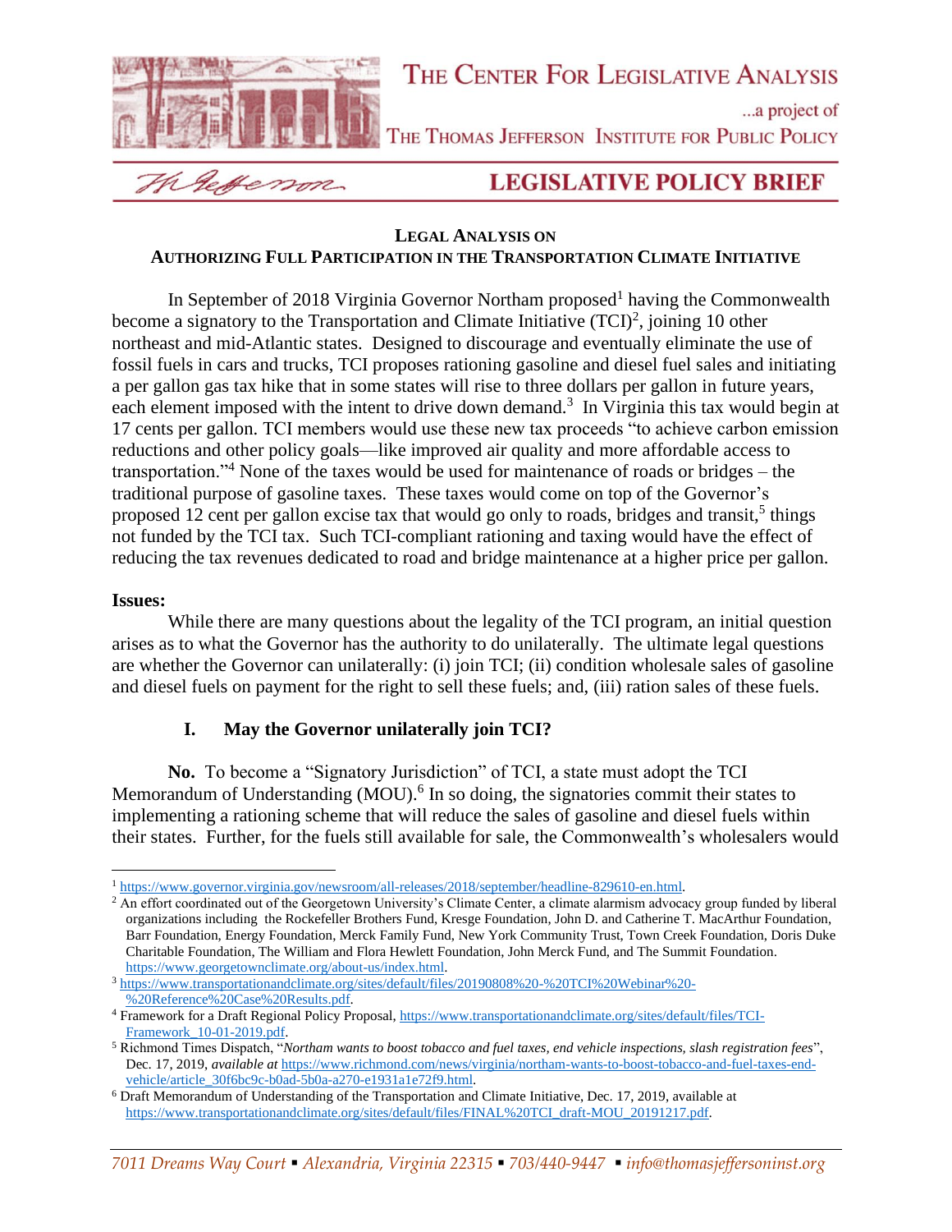# THE CENTER FOR LEGISLATIVE ANALYSIS

...a project of

THE THOMAS JEFFERSON INSTITUTE FOR PUBLIC POLICY

## LEGISLATIVE POLICY BRIEF

### LEGAL ANALYSIS ON AUTHORIZING FULL PARTICIPATION IN THE TRANSPORTATION CLIMATE INITIATIVE

In September of 2018 Virginia Governor Northam proposed[1] having the Commonwealth become a signatory to the Transportation and Climate Initiative (TCI)[2], joining 10 other northeast and mid-Atlantic states. Designed to discourage and eventually eliminate the use of fossil fuels in cars and trucks, TCI proposes rationing gasoline and diesel fuel sales and initiating a per gallon gas tax hike that in some states will rise to three dollars per gallon in future years, each element imposed with the intent to drive down demand.[3] In Virginia this tax would begin at 17 cents per gallon. TCI members would use these new tax proceeds "to achieve carbon emission reductions and other policy goals—like improved air quality and more affordable access to transportation."[4] None of the taxes would be used for maintenance of roads or bridges – the traditional purpose of gasoline taxes. These taxes would come on top of the Governor's proposed 12 cent per gallon excise tax that would go only to roads, bridges and transit,[5] things not funded by the TCI tax. Such TCI-compliant rationing and taxing would have the effect of reducing the tax revenues dedicated to road and bridge maintenance at a higher price per gallon.

**Issues:**

While there are many questions about the legality of the TCI program, an initial question arises as to what the Governor has the authority to do unilaterally. The ultimate legal questions are whether the Governor can unilaterally: (i) join TCI; (ii) condition wholesale sales of gasoline and diesel fuels on payment for the right to sell these fuels; and, (iii) ration sales of these fuels.

### I. May the Governor unilaterally join TCI?

**No.** To become a "Signatory Jurisdiction" of TCI, a state must adopt the TCI Memorandum of Understanding (MOU).[6] In so doing, the signatories commit their states to implementing a rationing scheme that will reduce the sales of gasoline and diesel fuels within their states. Further, for the fuels still available for sale, the Commonwealth's wholesalers would

---

[1] https://www.governor.virginia.gov/newsroom/all-releases/2018/september/headline-829610-en.html.

[2] An effort coordinated out of the Georgetown University's Climate Center, a climate alarmism advocacy group funded by liberal organizations including the Rockefeller Brothers Fund, Kresge Foundation, John D. and Catherine T. MacArthur Foundation, Barr Foundation, Energy Foundation, Merck Family Fund, New York Community Trust, Town Creek Foundation, Doris Duke Charitable Foundation, The William and Flora Hewlett Foundation, John Merck Fund, and The Summit Foundation. https://www.georgetownclimate.org/about-us/index.html.

[3] https://www.transportationandclimate.org/sites/default/files/20190808%20-%20TCI%20Webinar%20-%20Reference%20Case%20Results.pdf.

[4] Framework for a Draft Regional Policy Proposal, https://www.transportationandclimate.org/sites/default/files/TCI-Framework_10-01-2019.pdf.

[5] Richmond Times Dispatch, "*Northam wants to boost tobacco and fuel taxes, end vehicle inspections, slash registration fees*", Dec. 17, 2019, *available at* https://www.richmond.com/news/virginia/northam-wants-to-boost-tobacco-and-fuel-taxes-end-vehicle/article_30f6bc9c-b0ad-5b0a-a270-e1931a1e72f9.html.

[6] Draft Memorandum of Understanding of the Transportation and Climate Initiative, Dec. 17, 2019, available at https://www.transportationandclimate.org/sites/default/files/FINAL%20TCI_draft-MOU_20191217.pdf.

*7011 Dreams Way Court ▪ Alexandria, Virginia 22315 ▪ 703/440-9447 ▪ info@thomasjeffersoninst.org*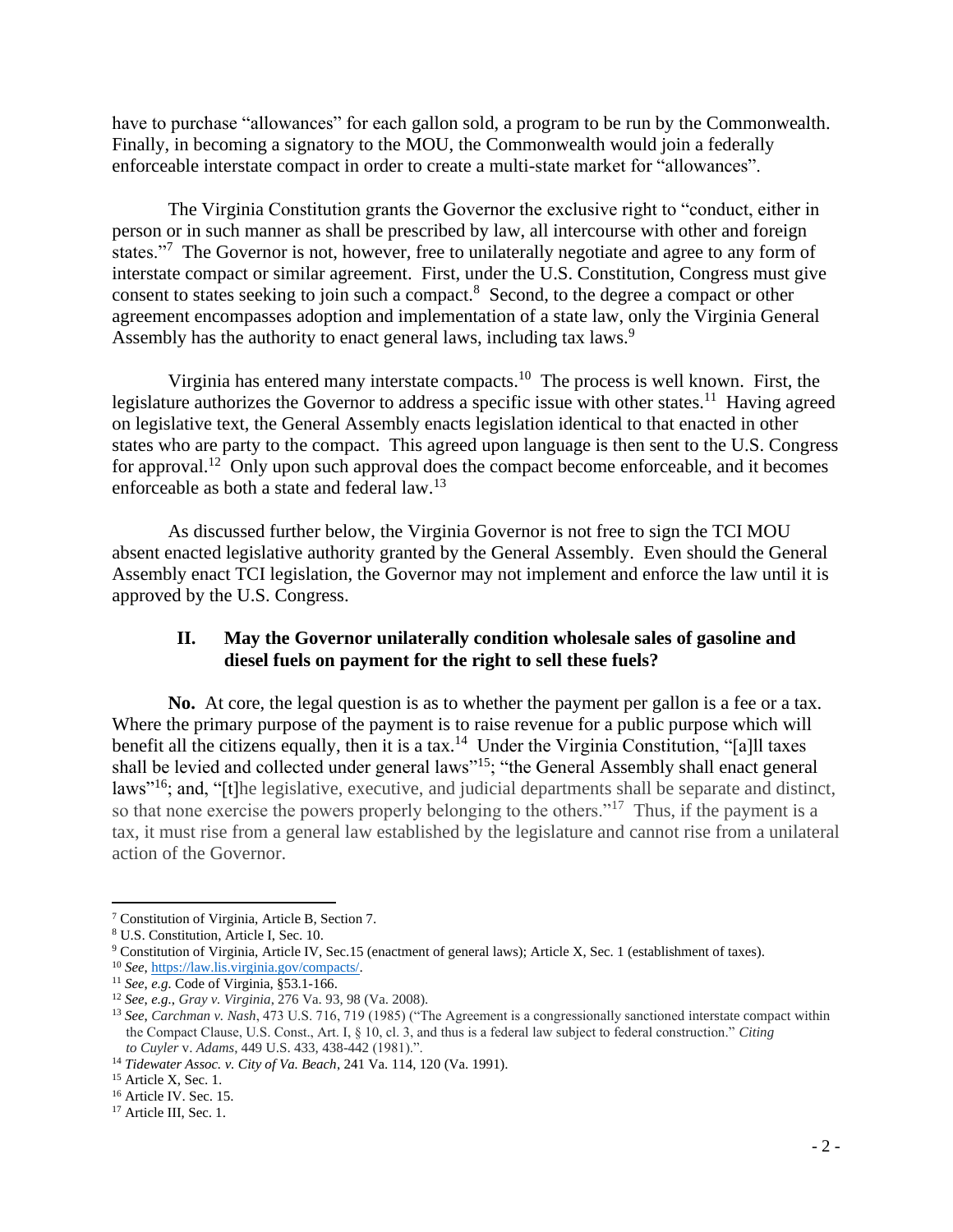have to purchase "allowances" for each gallon sold, a program to be run by the Commonwealth. Finally, in becoming a signatory to the MOU, the Commonwealth would join a federally enforceable interstate compact in order to create a multi-state market for "allowances".

The Virginia Constitution grants the Governor the exclusive right to "conduct, either in person or in such manner as shall be prescribed by law, all intercourse with other and foreign states."[7] The Governor is not, however, free to unilaterally negotiate and agree to any form of interstate compact or similar agreement. First, under the U.S. Constitution, Congress must give consent to states seeking to join such a compact.[8] Second, to the degree a compact or other agreement encompasses adoption and implementation of a state law, only the Virginia General Assembly has the authority to enact general laws, including tax laws.[9]

Virginia has entered many interstate compacts.[10] The process is well known. First, the legislature authorizes the Governor to address a specific issue with other states.[11] Having agreed on legislative text, the General Assembly enacts legislation identical to that enacted in other states who are party to the compact. This agreed upon language is then sent to the U.S. Congress for approval.[12] Only upon such approval does the compact become enforceable, and it becomes enforceable as both a state and federal law.[13]

As discussed further below, the Virginia Governor is not free to sign the TCI MOU absent enacted legislative authority granted by the General Assembly. Even should the General Assembly enact TCI legislation, the Governor may not implement and enforce the law until it is approved by the U.S. Congress.

## II. May the Governor unilaterally condition wholesale sales of gasoline and diesel fuels on payment for the right to sell these fuels?

**No.** At core, the legal question is as to whether the payment per gallon is a fee or a tax. Where the primary purpose of the payment is to raise revenue for a public purpose which will benefit all the citizens equally, then it is a tax.[14] Under the Virginia Constitution, "[a]ll taxes shall be levied and collected under general laws"[15]; "the General Assembly shall enact general laws"[16]; and, "[t]he legislative, executive, and judicial departments shall be separate and distinct, so that none exercise the powers properly belonging to the others."[17] Thus, if the payment is a tax, it must rise from a general law established by the legislature and cannot rise from a unilateral action of the Governor.

---

[7] Constitution of Virginia, Article B, Section 7.

[8] U.S. Constitution, Article I, Sec. 10.

[9] Constitution of Virginia, Article IV, Sec.15 (enactment of general laws); Article X, Sec. 1 (establishment of taxes).

[10] *See*, https://law.lis.virginia.gov/compacts/.

[11] *See, e.g.* Code of Virginia, §53.1-166.

[12] *See*, *e.g.*, *Gray v. Virginia*, 276 Va. 93, 98 (Va. 2008).

[13] *See*, *Carchman v. Nash*, 473 U.S. 716, 719 (1985) ("The Agreement is a congressionally sanctioned interstate compact within the Compact Clause, U.S. Const., Art. I, § 10, cl. 3, and thus is a federal law subject to federal construction." *Citing to Cuyler* v. *Adams*, 449 U.S. 433, 438-442 (1981).".

[14] *Tidewater Assoc. v. City of Va. Beach*, 241 Va. 114, 120 (Va. 1991).

[15] Article X, Sec. 1.

[16] Article IV. Sec. 15.

[17] Article III, Sec. 1.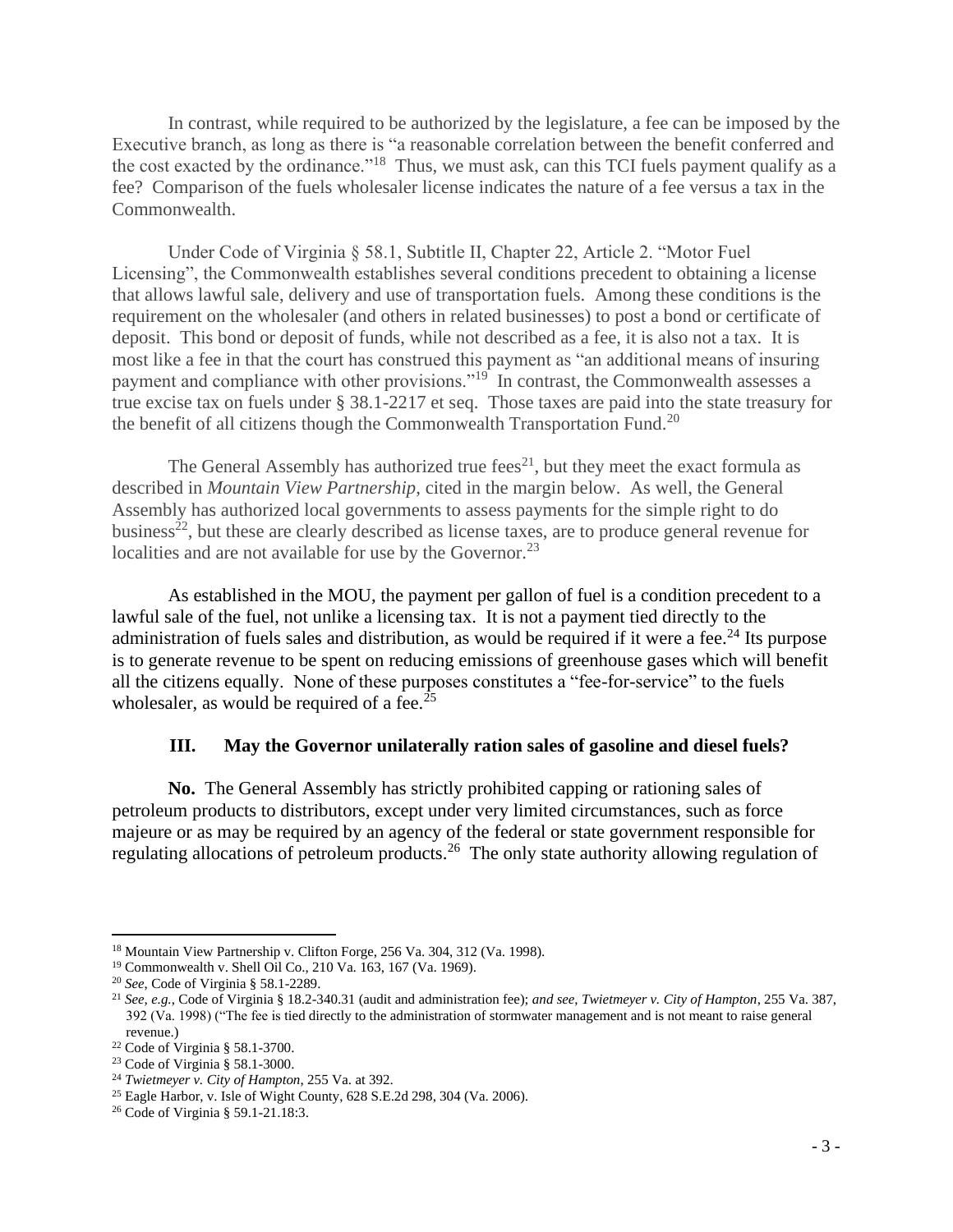In contrast, while required to be authorized by the legislature, a fee can be imposed by the Executive branch, as long as there is "a reasonable correlation between the benefit conferred and the cost exacted by the ordinance."[18] Thus, we must ask, can this TCI fuels payment qualify as a fee? Comparison of the fuels wholesaler license indicates the nature of a fee versus a tax in the Commonwealth.

Under Code of Virginia § 58.1, Subtitle II, Chapter 22, Article 2. "Motor Fuel Licensing", the Commonwealth establishes several conditions precedent to obtaining a license that allows lawful sale, delivery and use of transportation fuels. Among these conditions is the requirement on the wholesaler (and others in related businesses) to post a bond or certificate of deposit. This bond or deposit of funds, while not described as a fee, it is also not a tax. It is most like a fee in that the court has construed this payment as "an additional means of insuring payment and compliance with other provisions."[19] In contrast, the Commonwealth assesses a true excise tax on fuels under § 38.1-2217 et seq. Those taxes are paid into the state treasury for the benefit of all citizens though the Commonwealth Transportation Fund.[20]

The General Assembly has authorized true fees[21], but they meet the exact formula as described in *Mountain View Partnership*, cited in the margin below. As well, the General Assembly has authorized local governments to assess payments for the simple right to do business[22], but these are clearly described as license taxes, are to produce general revenue for localities and are not available for use by the Governor.[23]

As established in the MOU, the payment per gallon of fuel is a condition precedent to a lawful sale of the fuel, not unlike a licensing tax. It is not a payment tied directly to the administration of fuels sales and distribution, as would be required if it were a fee.[24] Its purpose is to generate revenue to be spent on reducing emissions of greenhouse gases which will benefit all the citizens equally. None of these purposes constitutes a "fee-for-service" to the fuels wholesaler, as would be required of a fee.[25]

### III. May the Governor unilaterally ration sales of gasoline and diesel fuels?

**No.** The General Assembly has strictly prohibited capping or rationing sales of petroleum products to distributors, except under very limited circumstances, such as force majeure or as may be required by an agency of the federal or state government responsible for regulating allocations of petroleum products.[26] The only state authority allowing regulation of

---

[18] Mountain View Partnership v. Clifton Forge, 256 Va. 304, 312 (Va. 1998).

[19] Commonwealth v. Shell Oil Co., 210 Va. 163, 167 (Va. 1969).

[20] *See*, Code of Virginia § 58.1-2289.

[21] *See, e.g.*, Code of Virginia § 18.2-340.31 (audit and administration fee); *and see, Twietmeyer v. City of Hampton*, 255 Va. 387, 392 (Va. 1998) ("The fee is tied directly to the administration of stormwater management and is not meant to raise general revenue.)

[22] Code of Virginia § 58.1-3700.

[23] Code of Virginia § 58.1-3000.

[24] *Twietmeyer v. City of Hampton*, 255 Va. at 392.

[25] Eagle Harbor, v. Isle of Wight County, 628 S.E.2d 298, 304 (Va. 2006).

[26] Code of Virginia § 59.1-21.18:3.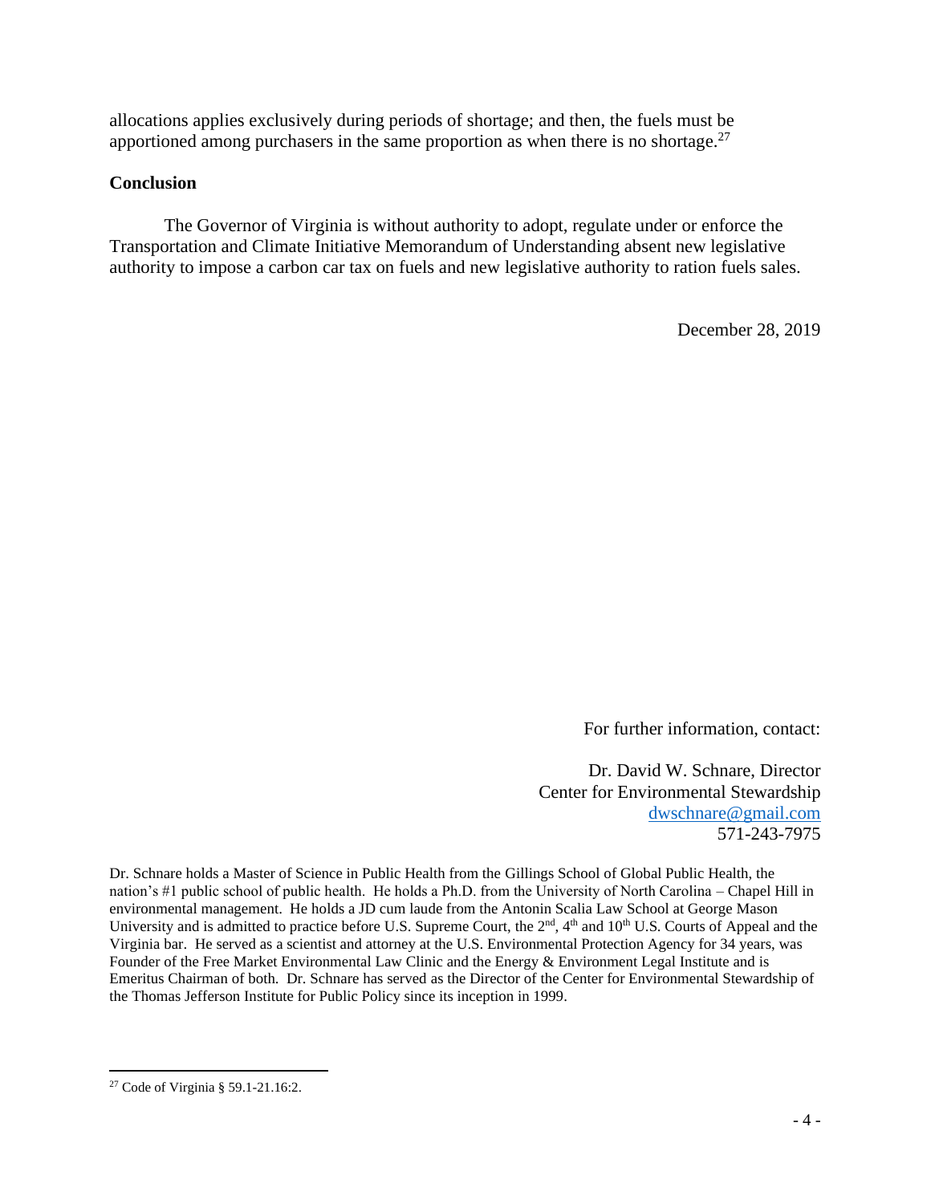allocations applies exclusively during periods of shortage; and then, the fuels must be apportioned among purchasers in the same proportion as when there is no shortage.[27]

**Conclusion**

The Governor of Virginia is without authority to adopt, regulate under or enforce the Transportation and Climate Initiative Memorandum of Understanding absent new legislative authority to impose a carbon car tax on fuels and new legislative authority to ration fuels sales.

December 28, 2019

For further information, contact:

Dr. David W. Schnare, Director
Center for Environmental Stewardship
dwschnare@gmail.com
571-243-7975

Dr. Schnare holds a Master of Science in Public Health from the Gillings School of Global Public Health, the nation's #1 public school of public health. He holds a Ph.D. from the University of North Carolina – Chapel Hill in environmental management. He holds a JD cum laude from the Antonin Scalia Law School at George Mason University and is admitted to practice before U.S. Supreme Court, the 2nd, 4th and 10th U.S. Courts of Appeal and the Virginia bar. He served as a scientist and attorney at the U.S. Environmental Protection Agency for 34 years, was Founder of the Free Market Environmental Law Clinic and the Energy & Environment Legal Institute and is Emeritus Chairman of both. Dr. Schnare has served as the Director of the Center for Environmental Stewardship of the Thomas Jefferson Institute for Public Policy since its inception in 1999.

[27] Code of Virginia § 59.1-21.16:2.